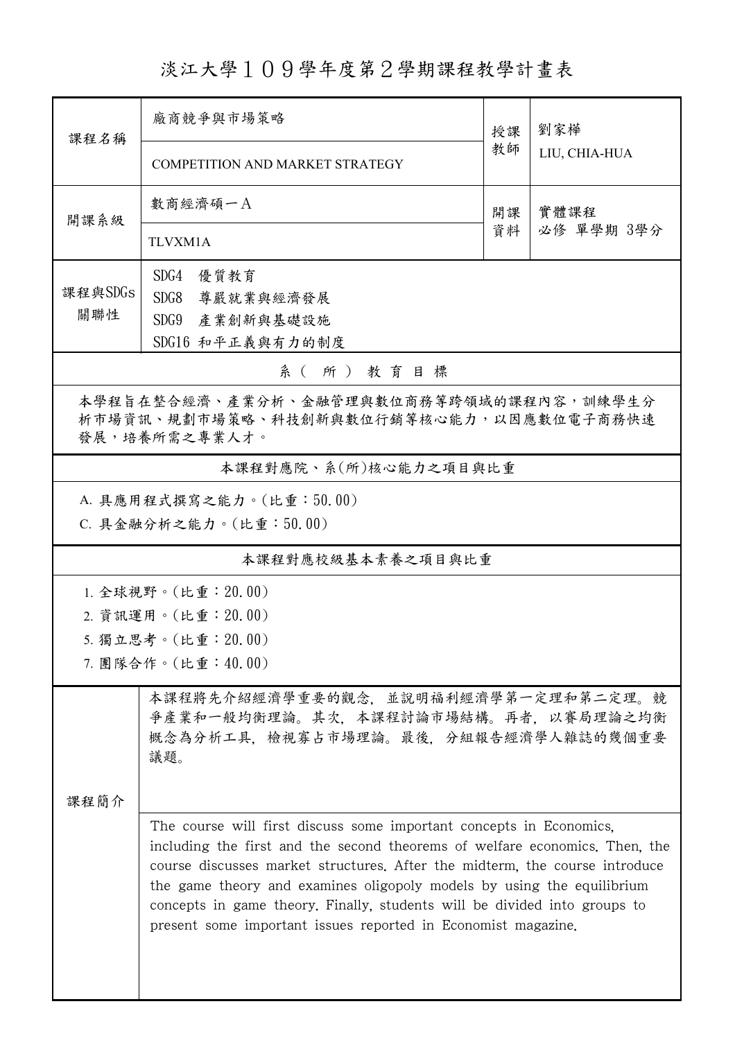# 淡江大學１０９學年度第２學期課程教學計畫表

| 課程名稱 | 廠商競爭與市場策略 | 授課教師 | 劉家樺 |
|---|---|---|---|
| | COMPETITION AND MARKET STRATEGY | | LIU, CHIA-HUA |
| 開課系級 | 數商經濟碩一A | 開課資料 | 實體課程<br>必修 單學期 3學分 |
| | TLVXM1A | | |
| 課程與SDGs關聯性 | SDG4 優質教育<br>SDG8 尊嚴就業與經濟發展<br>SDG9 產業創新與基礎設施<br>SDG16 和平正義與有力的制度 | | |

## 系（所）教育目標

本學程旨在整合經濟、產業分析、金融管理與數位商務等跨領域的課程內容，訓練學生分析市場資訊、規劃市場策略、科技創新與數位行銷等核心能力，以因應數位電子商務快速發展，培養所需之專業人才。

## 本課程對應院、系(所)核心能力之項目與比重

A. 具應用程式撰寫之能力。(比重：50.00)

C. 具金融分析之能力。(比重：50.00)

## 本課程對應校級基本素養之項目與比重

1. 全球視野。(比重：20.00)
2. 資訊運用。(比重：20.00)
5. 獨立思考。(比重：20.00)
7. 團隊合作。(比重：40.00)

## 課程簡介

本課程將先介紹經濟學重要的觀念，並說明福利經濟學第一定理和第二定理。競爭產業和一般均衡理論。其次，本課程討論市場結構。再者，以賽局理論之均衡概念為分析工具，檢視寡占市場理論。最後，分組報告經濟學人雜誌的幾個重要議題。

The course will first discuss some important concepts in Economics, including the first and the second theorems of welfare economics. Then, the course discusses market structures. After the midterm, the course introduce the game theory and examines oligopoly models by using the equilibrium concepts in game theory. Finally, students will be divided into groups to present some important issues reported in Economist magazine.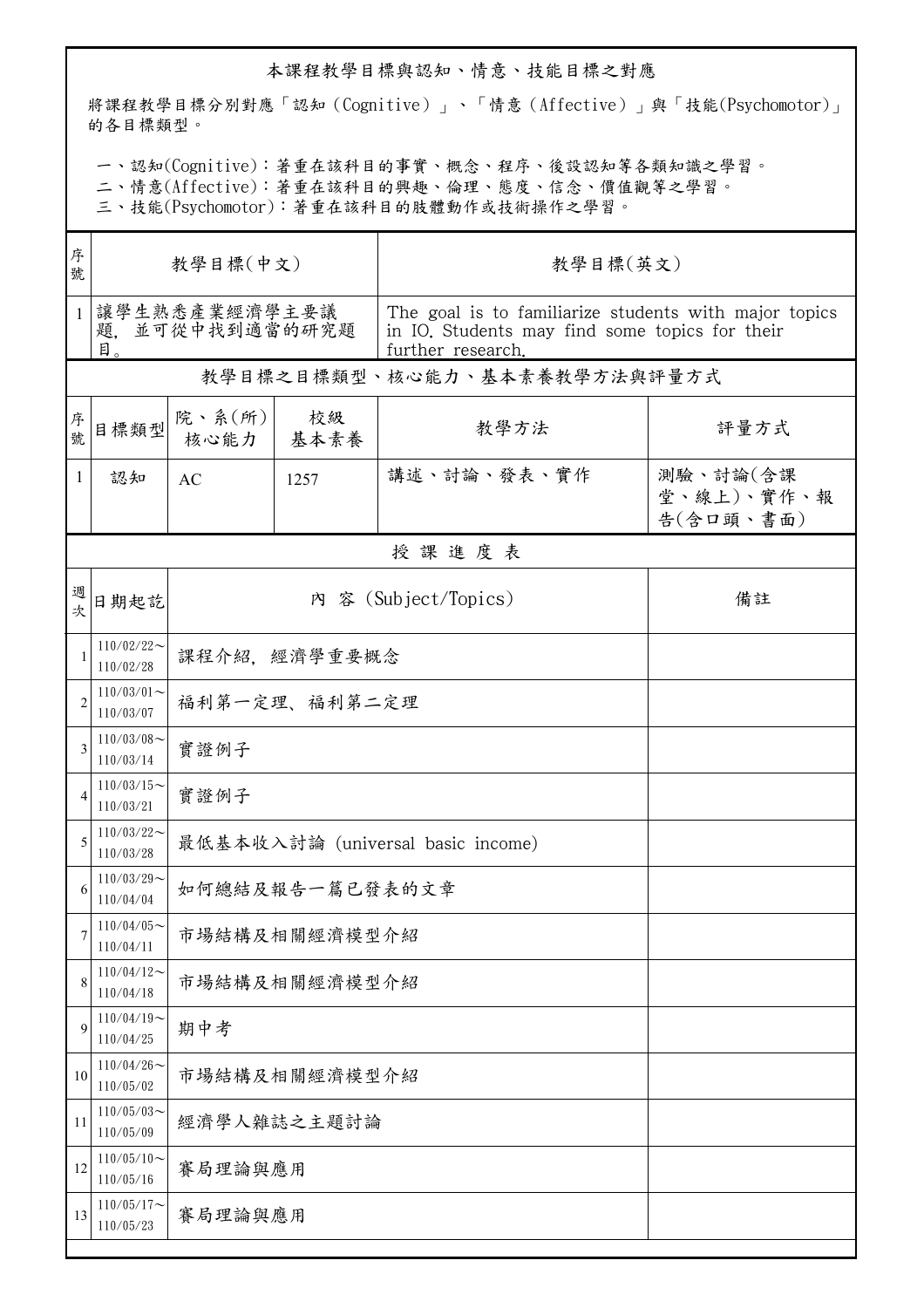## 本課程教學目標與認知、情意、技能目標之對應

將課程教學目標分別對應「認知（Cognitive）」、「情意（Affective）」與「技能(Psychomotor)」的各目標類型。

一、認知(Cognitive)：著重在該科目的事實、概念、程序、後設認知等各類知識之學習。
二、情意(Affective)：著重在該科目的興趣、倫理、態度、信念、價值觀等之學習。
三、技能(Psychomotor)：著重在該科目的肢體動作或技術操作之學習。

| 序號 | 教學目標(中文) | 教學目標(英文) |
|---|---|---|
| 1 | 讓學生熟悉產業經濟學主要議題，並可從中找到適當的研究題目。 | The goal is to familiarize students with major topics in IO. Students may find some topics for their further research. |

## 教學目標之目標類型、核心能力、基本素養教學方法與評量方式

| 序號 | 目標類型 | 院、系(所)核心能力 | 校級基本素養 | 教學方法 | 評量方式 |
|---|---|---|---|---|---|
| 1 | 認知 | AC | 1257 | 講述、討論、發表、實作 | 測驗、討論(含課堂、線上)、實作、報告(含口頭、書面) |

## 授課進度表

| 週次 | 日期起訖 | 內 容 (Subject/Topics) | 備註 |
|---|---|---|---|
| 1 | 110/02/22～110/02/28 | 課程介紹，經濟學重要概念 | |
| 2 | 110/03/01～110/03/07 | 福利第一定理、福利第二定理 | |
| 3 | 110/03/08～110/03/14 | 實證例子 | |
| 4 | 110/03/15～110/03/21 | 實證例子 | |
| 5 | 110/03/22～110/03/28 | 最低基本收入討論 (universal basic income) | |
| 6 | 110/03/29～110/04/04 | 如何總結及報告一篇已發表的文章 | |
| 7 | 110/04/05～110/04/11 | 市場結構及相關經濟模型介紹 | |
| 8 | 110/04/12～110/04/18 | 市場結構及相關經濟模型介紹 | |
| 9 | 110/04/19～110/04/25 | 期中考 | |
| 10 | 110/04/26～110/05/02 | 市場結構及相關經濟模型介紹 | |
| 11 | 110/05/03～110/05/09 | 經濟學人雜誌之主題討論 | |
| 12 | 110/05/10～110/05/16 | 賽局理論與應用 | |
| 13 | 110/05/17～110/05/23 | 賽局理論與應用 | |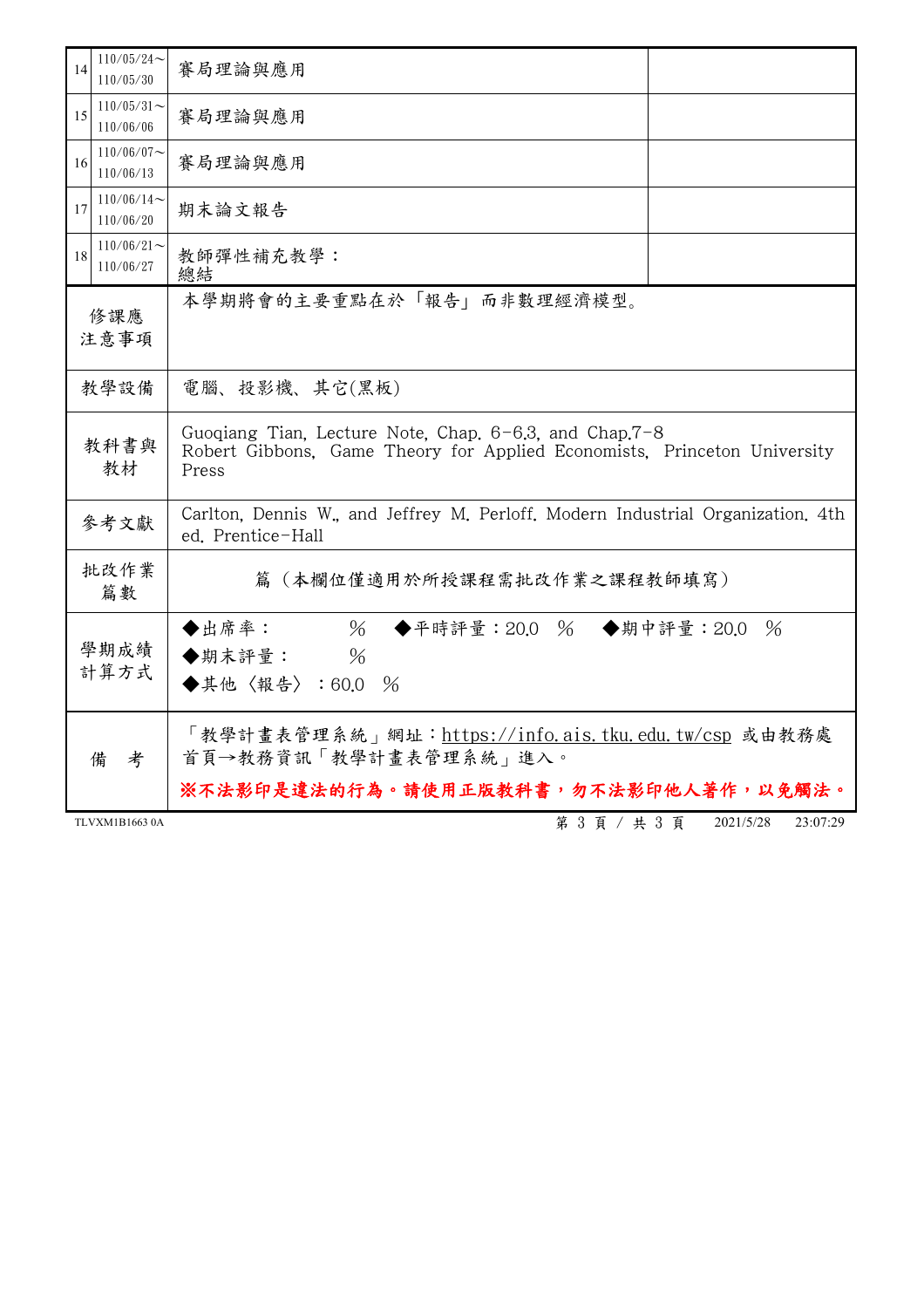| | | | |
|---|---|---|---|
| 14 | 110/05/24～<br>110/05/30 | 賽局理論與應用 | |
| 15 | 110/05/31～<br>110/06/06 | 賽局理論與應用 | |
| 16 | 110/06/07～<br>110/06/13 | 賽局理論與應用 | |
| 17 | 110/06/14～<br>110/06/20 | 期末論文報告 | |
| 18 | 110/06/21～<br>110/06/27 | 教師彈性補充教學：<br>總結 | |

| | |
|---|---|
| 修課應<br>注意事項 | 本學期將會的主要重點在於「報告」而非數理經濟模型。 |
| 教學設備 | 電腦、投影機、其它(黑板) |
| 教科書與<br>教材 | Guoqiang Tian, Lecture Note, Chap. 6-6.3, and Chap.7-8<br>Robert Gibbons, Game Theory for Applied Economists, Princeton University Press |
| 參考文獻 | Carlton, Dennis W., and Jeffrey M. Perloff. Modern Industrial Organization. 4th ed. Prentice-Hall |
| 批改作業<br>篇數 | 篇（本欄位僅適用於所授課程需批改作業之課程教師填寫） |
| 學期成績<br>計算方式 | ◆出席率：　　％　◆平時評量：20.0　％　◆期中評量：20.0　％<br>◆期末評量：　　％<br>◆其他〈報告〉：60.0　％ |
| 備　考 | 「教學計畫表管理系統」網址：https://info.ais.tku.edu.tw/csp 或由教務處首頁→教務資訊「教學計畫表管理系統」進入。<br>**※不法影印是違法的行為。請使用正版教科書，勿不法影印他人著作，以免觸法。** |

TLVXM1B1663 0A　　2021/5/28　23:07:29